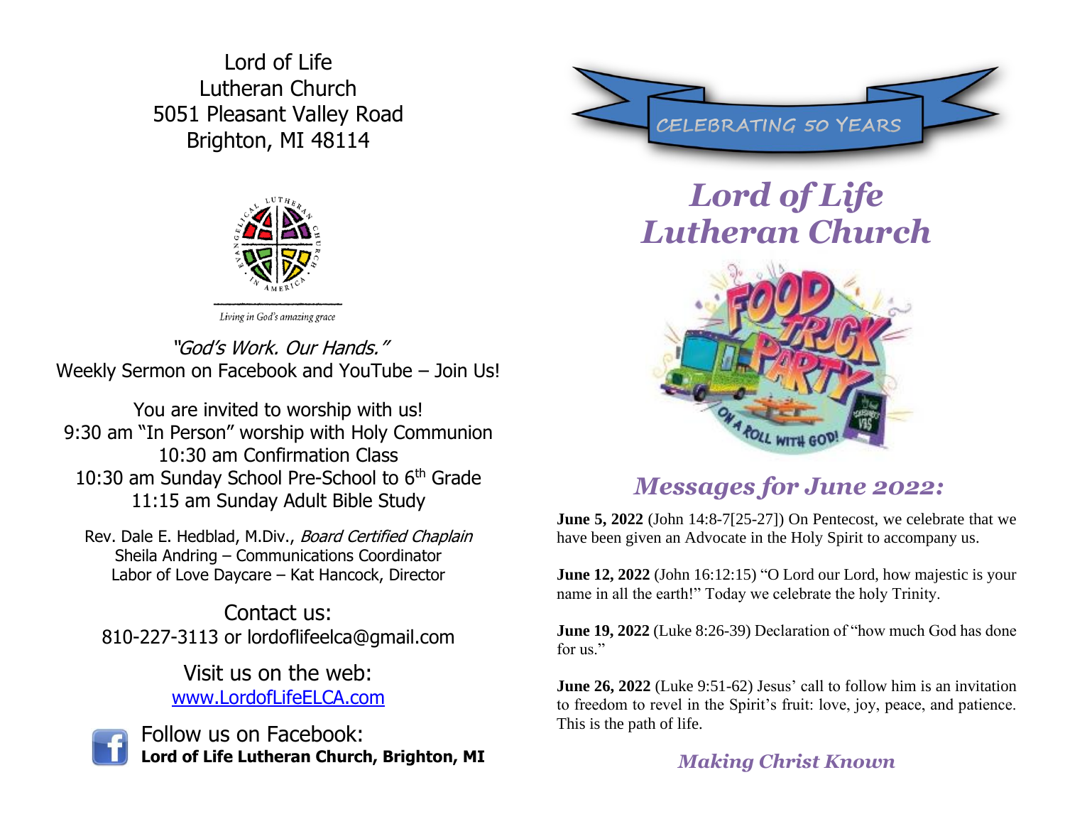Lord of Life
Lutheran Church
5051 Pleasant Valley Road
Brighton, MI 48114

Living in God's amazing grace

*"God's Work. Our Hands."*
Weekly Sermon on Facebook and YouTube – Join Us!

You are invited to worship with us!
9:30 am "In Person" worship with Holy Communion
10:30 am Confirmation Class
10:30 am Sunday School Pre-School to 6th Grade
11:15 am Sunday Adult Bible Study

Rev. Dale E. Hedblad, M.Div., *Board Certified Chaplain*
Sheila Andring – Communications Coordinator
Labor of Love Daycare – Kat Hancock, Director

Contact us:
810-227-3113 or lordoflifeelca@gmail.com

Visit us on the web:
www.LordofLifeELCA.com

Follow us on Facebook:
**Lord of Life Lutheran Church, Brighton, MI**

CELEBRATING 50 YEARS

# *Lord of Life Lutheran Church*

## *Messages for June 2022:*

**June 5, 2022** (John 14:8-7[25-27]) On Pentecost, we celebrate that we have been given an Advocate in the Holy Spirit to accompany us.

**June 12, 2022** (John 16:12:15) "O Lord our Lord, how majestic is your name in all the earth!" Today we celebrate the holy Trinity.

**June 19, 2022** (Luke 8:26-39) Declaration of "how much God has done for us."

**June 26, 2022** (Luke 9:51-62) Jesus' call to follow him is an invitation to freedom to revel in the Spirit's fruit: love, joy, peace, and patience. This is the path of life.

*Making Christ Known*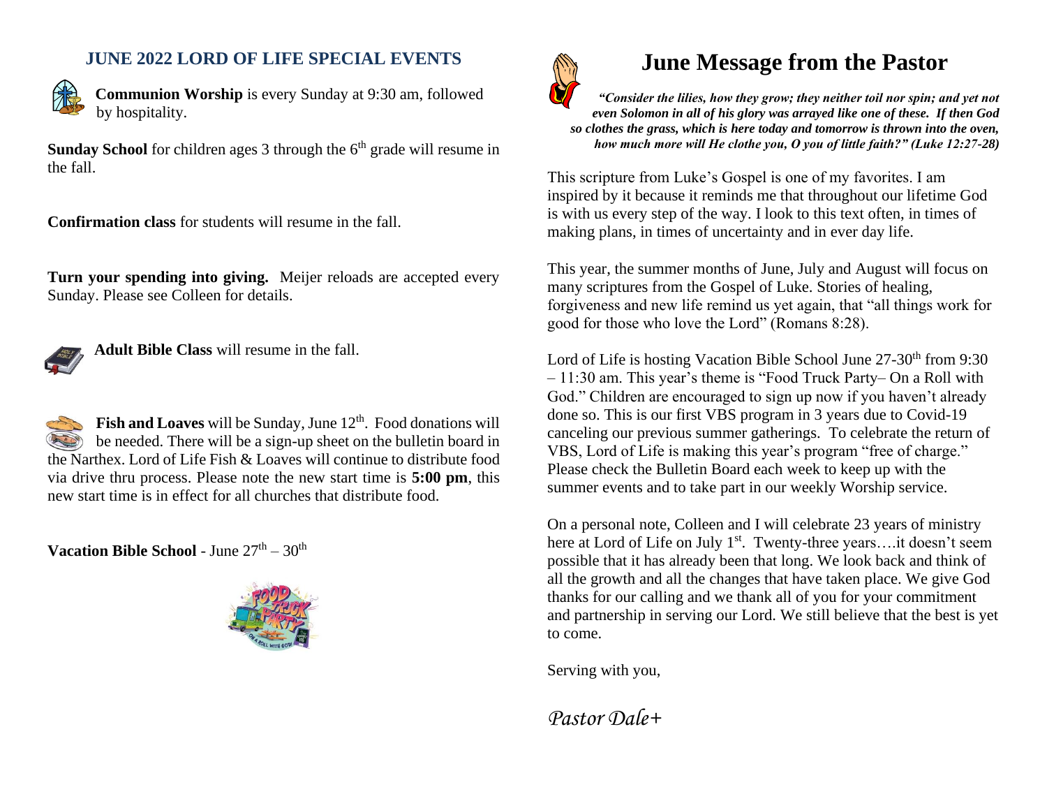## JUNE 2022 LORD OF LIFE SPECIAL EVENTS

**Communion Worship** is every Sunday at 9:30 am, followed by hospitality.

**Sunday School** for children ages 3 through the 6th grade will resume in the fall.

**Confirmation class** for students will resume in the fall.

**Turn your spending into giving.** Meijer reloads are accepted every Sunday. Please see Colleen for details.

**Adult Bible Class** will resume in the fall.

**Fish and Loaves** will be Sunday, June 12th. Food donations will be needed. There will be a sign-up sheet on the bulletin board in the Narthex. Lord of Life Fish & Loaves will continue to distribute food via drive thru process. Please note the new start time is **5:00 pm**, this new start time is in effect for all churches that distribute food.

**Vacation Bible School** - June 27th – 30th

# June Message from the Pastor

***"Consider the lilies, how they grow; they neither toil nor spin; and yet not even Solomon in all of his glory was arrayed like one of these. If then God so clothes the grass, which is here today and tomorrow is thrown into the oven, how much more will He clothe you, O you of little faith?" (Luke 12:27-28)***

This scripture from Luke's Gospel is one of my favorites. I am inspired by it because it reminds me that throughout our lifetime God is with us every step of the way. I look to this text often, in times of making plans, in times of uncertainty and in ever day life.

This year, the summer months of June, July and August will focus on many scriptures from the Gospel of Luke. Stories of healing, forgiveness and new life remind us yet again, that "all things work for good for those who love the Lord" (Romans 8:28).

Lord of Life is hosting Vacation Bible School June 27-30th from 9:30 – 11:30 am. This year's theme is "Food Truck Party– On a Roll with God." Children are encouraged to sign up now if you haven't already done so. This is our first VBS program in 3 years due to Covid-19 canceling our previous summer gatherings. To celebrate the return of VBS, Lord of Life is making this year's program "free of charge." Please check the Bulletin Board each week to keep up with the summer events and to take part in our weekly Worship service.

On a personal note, Colleen and I will celebrate 23 years of ministry here at Lord of Life on July 1st. Twenty-three years….it doesn't seem possible that it has already been that long. We look back and think of all the growth and all the changes that have taken place. We give God thanks for our calling and we thank all of you for your commitment and partnership in serving our Lord. We still believe that the best is yet to come.

Serving with you,

*Pastor Dale+*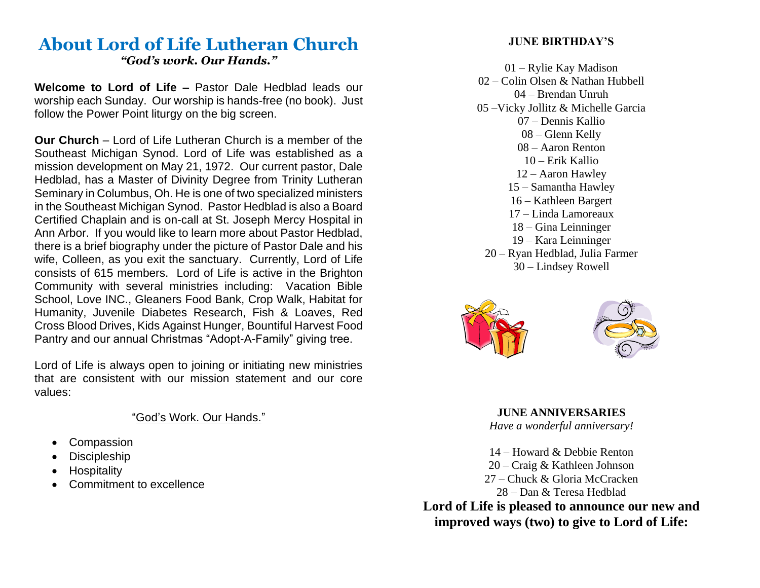# About Lord of Life Lutheran Church

*"God's work. Our Hands."*

**Welcome to Lord of Life –** Pastor Dale Hedblad leads our worship each Sunday. Our worship is hands-free (no book). Just follow the Power Point liturgy on the big screen.

**Our Church** – Lord of Life Lutheran Church is a member of the Southeast Michigan Synod. Lord of Life was established as a mission development on May 21, 1972. Our current pastor, Dale Hedblad, has a Master of Divinity Degree from Trinity Lutheran Seminary in Columbus, Oh. He is one of two specialized ministers in the Southeast Michigan Synod. Pastor Hedblad is also a Board Certified Chaplain and is on-call at St. Joseph Mercy Hospital in Ann Arbor. If you would like to learn more about Pastor Hedblad, there is a brief biography under the picture of Pastor Dale and his wife, Colleen, as you exit the sanctuary. Currently, Lord of Life consists of 615 members. Lord of Life is active in the Brighton Community with several ministries including: Vacation Bible School, Love INC., Gleaners Food Bank, Crop Walk, Habitat for Humanity, Juvenile Diabetes Research, Fish & Loaves, Red Cross Blood Drives, Kids Against Hunger, Bountiful Harvest Food Pantry and our annual Christmas "Adopt-A-Family" giving tree.

Lord of Life is always open to joining or initiating new ministries that are consistent with our mission statement and our core values:

"God's Work. Our Hands."

- Compassion
- Discipleship
- Hospitality
- Commitment to excellence

## JUNE BIRTHDAY'S

01 – Rylie Kay Madison
02 – Colin Olsen & Nathan Hubbell
04 – Brendan Unruh
05 –Vicky Jollitz & Michelle Garcia
07 – Dennis Kallio
08 – Glenn Kelly
08 – Aaron Renton
10 – Erik Kallio
12 – Aaron Hawley
15 – Samantha Hawley
16 – Kathleen Bargert
17 – Linda Lamoreaux
18 – Gina Leinninger
19 – Kara Leinninger
20 – Ryan Hedblad, Julia Farmer
30 – Lindsey Rowell

## JUNE ANNIVERSARIES

*Have a wonderful anniversary!*

14 – Howard & Debbie Renton
20 – Craig & Kathleen Johnson
27 – Chuck & Gloria McCracken
28 – Dan & Teresa Hedblad

**Lord of Life is pleased to announce our new and improved ways (two) to give to Lord of Life:**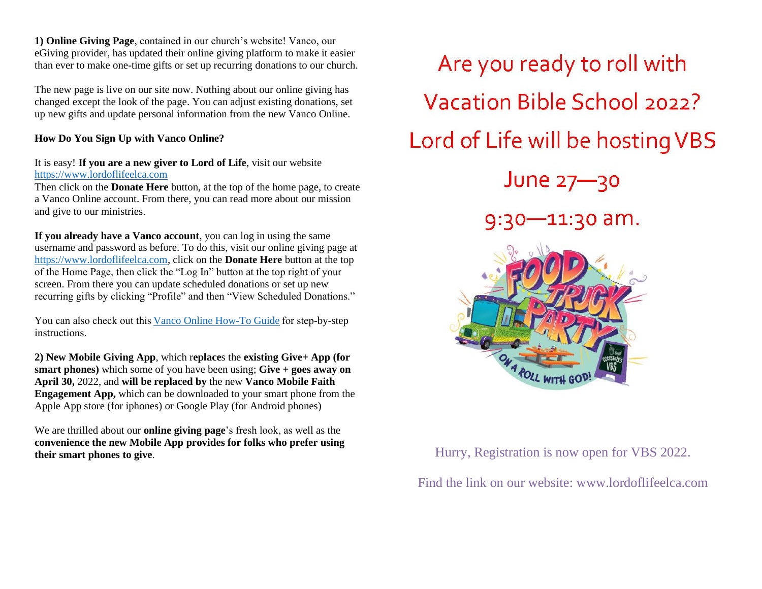**1) Online Giving Page**, contained in our church's website! Vanco, our eGiving provider, has updated their online giving platform to make it easier than ever to make one-time gifts or set up recurring donations to our church.

The new page is live on our site now. Nothing about our online giving has changed except the look of the page. You can adjust existing donations, set up new gifts and update personal information from the new Vanco Online.

**How Do You Sign Up with Vanco Online?**

It is easy! **If you are a new giver to Lord of Life**, visit our website https://www.lordoflifeelca.com
Then click on the **Donate Here** button, at the top of the home page, to create a Vanco Online account. From there, you can read more about our mission and give to our ministries.

**If you already have a Vanco account**, you can log in using the same username and password as before. To do this, visit our online giving page at https://www.lordoflifeelca.com, click on the **Donate Here** button at the top of the Home Page, then click the "Log In" button at the top right of your screen. From there you can update scheduled donations or set up new recurring gifts by clicking "Profile" and then "View Scheduled Donations."

You can also check out this Vanco Online How-To Guide for step-by-step instructions.

**2) New Mobile Giving App**, which r**eplace**s the **existing Give+ App (for smart phones)** which some of you have been using; **Give + goes away on April 30,** 2022, and **will be replaced by** the new **Vanco Mobile Faith Engagement App,** which can be downloaded to your smart phone from the Apple App store (for iphones) or Google Play (for Android phones)

We are thrilled about our **online giving page**'s fresh look, as well as the **convenience the new Mobile App provides for folks who prefer using their smart phones to give**.

Are you ready to roll with Vacation Bible School 2022?

Lord of Life will be hosting VBS

June 27—30

9:30—11:30 am.

FOOD TRUCK PARTY — ON A ROLL WITH GOD! — COKESBURY'S VBS

Hurry, Registration is now open for VBS 2022.

Find the link on our website: www.lordoflifeelca.com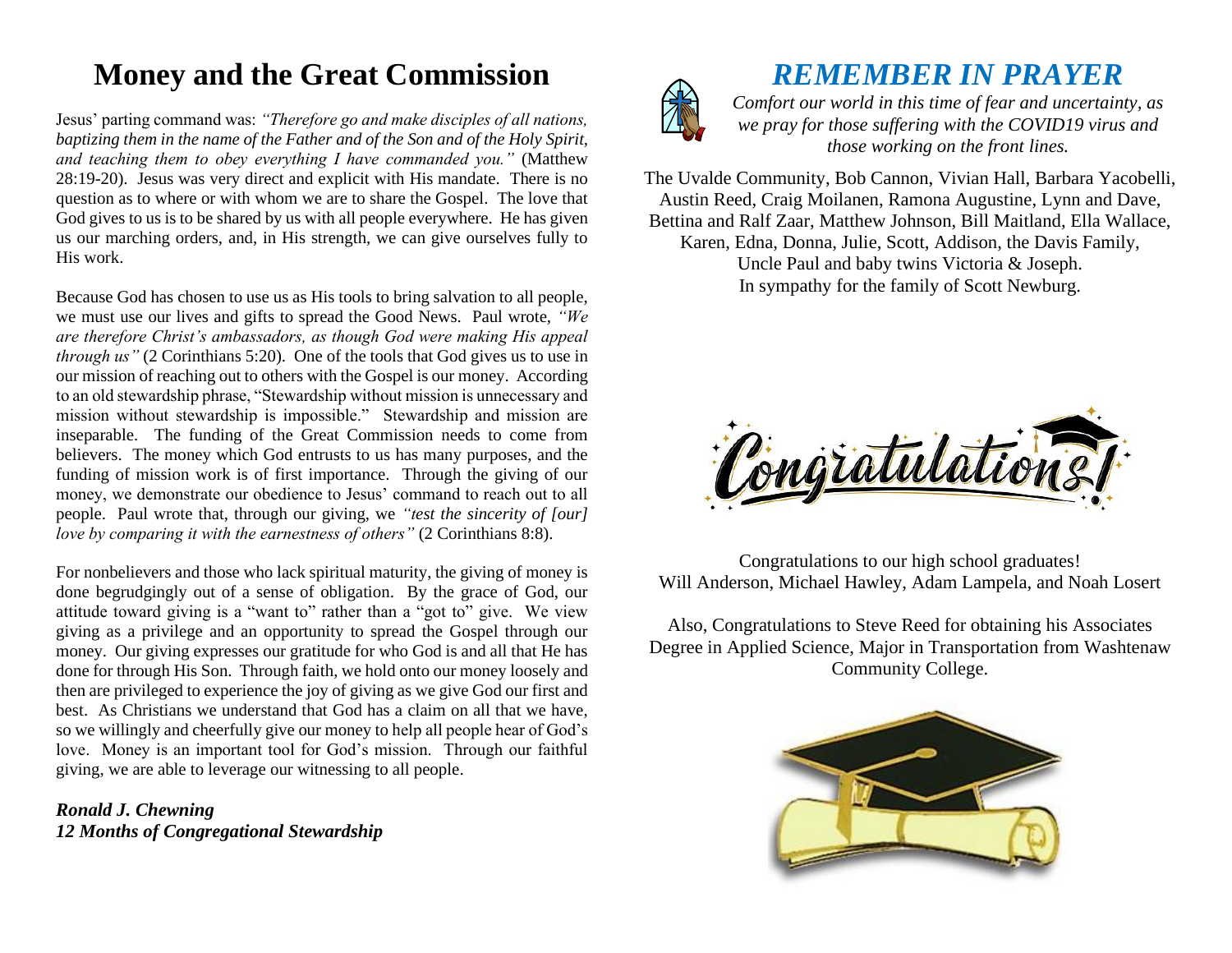# Money and the Great Commission

Jesus' parting command was: *"Therefore go and make disciples of all nations, baptizing them in the name of the Father and of the Son and of the Holy Spirit, and teaching them to obey everything I have commanded you."* (Matthew 28:19-20). Jesus was very direct and explicit with His mandate. There is no question as to where or with whom we are to share the Gospel. The love that God gives to us is to be shared by us with all people everywhere. He has given us our marching orders, and, in His strength, we can give ourselves fully to His work.

Because God has chosen to use us as His tools to bring salvation to all people, we must use our lives and gifts to spread the Good News. Paul wrote, *"We are therefore Christ's ambassadors, as though God were making His appeal through us"* (2 Corinthians 5:20). One of the tools that God gives us to use in our mission of reaching out to others with the Gospel is our money. According to an old stewardship phrase, "Stewardship without mission is unnecessary and mission without stewardship is impossible." Stewardship and mission are inseparable. The funding of the Great Commission needs to come from believers. The money which God entrusts to us has many purposes, and the funding of mission work is of first importance. Through the giving of our money, we demonstrate our obedience to Jesus' command to reach out to all people. Paul wrote that, through our giving, we *"test the sincerity of [our] love by comparing it with the earnestness of others"* (2 Corinthians 8:8).

For nonbelievers and those who lack spiritual maturity, the giving of money is done begrudgingly out of a sense of obligation. By the grace of God, our attitude toward giving is a "want to" rather than a "got to" give. We view giving as a privilege and an opportunity to spread the Gospel through our money. Our giving expresses our gratitude for who God is and all that He has done for through His Son. Through faith, we hold onto our money loosely and then are privileged to experience the joy of giving as we give God our first and best. As Christians we understand that God has a claim on all that we have, so we willingly and cheerfully give our money to help all people hear of God's love. Money is an important tool for God's mission. Through our faithful giving, we are able to leverage our witnessing to all people.

***Ronald J. Chewning***
***12 Months of Congregational Stewardship***

# *REMEMBER IN PRAYER*

*Comfort our world in this time of fear and uncertainty, as we pray for those suffering with the COVID19 virus and those working on the front lines.*

The Uvalde Community, Bob Cannon, Vivian Hall, Barbara Yacobelli, Austin Reed, Craig Moilanen, Ramona Augustine, Lynn and Dave, Bettina and Ralf Zaar, Matthew Johnson, Bill Maitland, Ella Wallace, Karen, Edna, Donna, Julie, Scott, Addison, the Davis Family, Uncle Paul and baby twins Victoria & Joseph.
In sympathy for the family of Scott Newburg.

## *Congratulations!*

Congratulations to our high school graduates!
Will Anderson, Michael Hawley, Adam Lampela, and Noah Losert

Also, Congratulations to Steve Reed for obtaining his Associates Degree in Applied Science, Major in Transportation from Washtenaw Community College.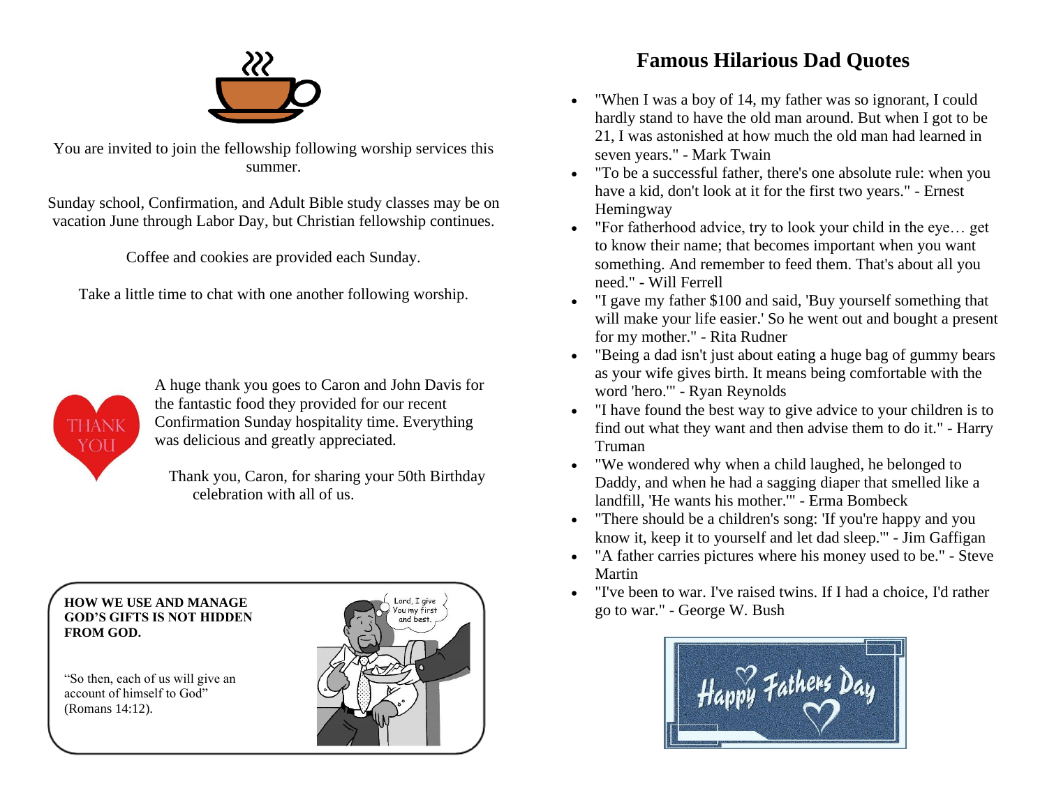You are invited to join the fellowship following worship services this summer.

Sunday school, Confirmation, and Adult Bible study classes may be on vacation June through Labor Day, but Christian fellowship continues.

Coffee and cookies are provided each Sunday.

Take a little time to chat with one another following worship.

A huge thank you goes to Caron and John Davis for the fantastic food they provided for our recent Confirmation Sunday hospitality time. Everything was delicious and greatly appreciated.

Thank you, Caron, for sharing your 50th Birthday celebration with all of us.

**HOW WE USE AND MANAGE GOD'S GIFTS IS NOT HIDDEN FROM GOD.**

"So then, each of us will give an account of himself to God" (Romans 14:12).

# Famous Hilarious Dad Quotes

- "When I was a boy of 14, my father was so ignorant, I could hardly stand to have the old man around. But when I got to be 21, I was astonished at how much the old man had learned in seven years." - Mark Twain
- "To be a successful father, there's one absolute rule: when you have a kid, don't look at it for the first two years." - Ernest Hemingway
- "For fatherhood advice, try to look your child in the eye… get to know their name; that becomes important when you want something. And remember to feed them. That's about all you need." - Will Ferrell
- "I gave my father $100 and said, 'Buy yourself something that will make your life easier.' So he went out and bought a present for my mother." - Rita Rudner
- "Being a dad isn't just about eating a huge bag of gummy bears as your wife gives birth. It means being comfortable with the word 'hero.'" - Ryan Reynolds
- "I have found the best way to give advice to your children is to find out what they want and then advise them to do it." - Harry Truman
- "We wondered why when a child laughed, he belonged to Daddy, and when he had a sagging diaper that smelled like a landfill, 'He wants his mother.'" - Erma Bombeck
- "There should be a children's song: 'If you're happy and you know it, keep it to yourself and let dad sleep.'" - Jim Gaffigan
- "A father carries pictures where his money used to be." - Steve Martin
- "I've been to war. I've raised twins. If I had a choice, I'd rather go to war." - George W. Bush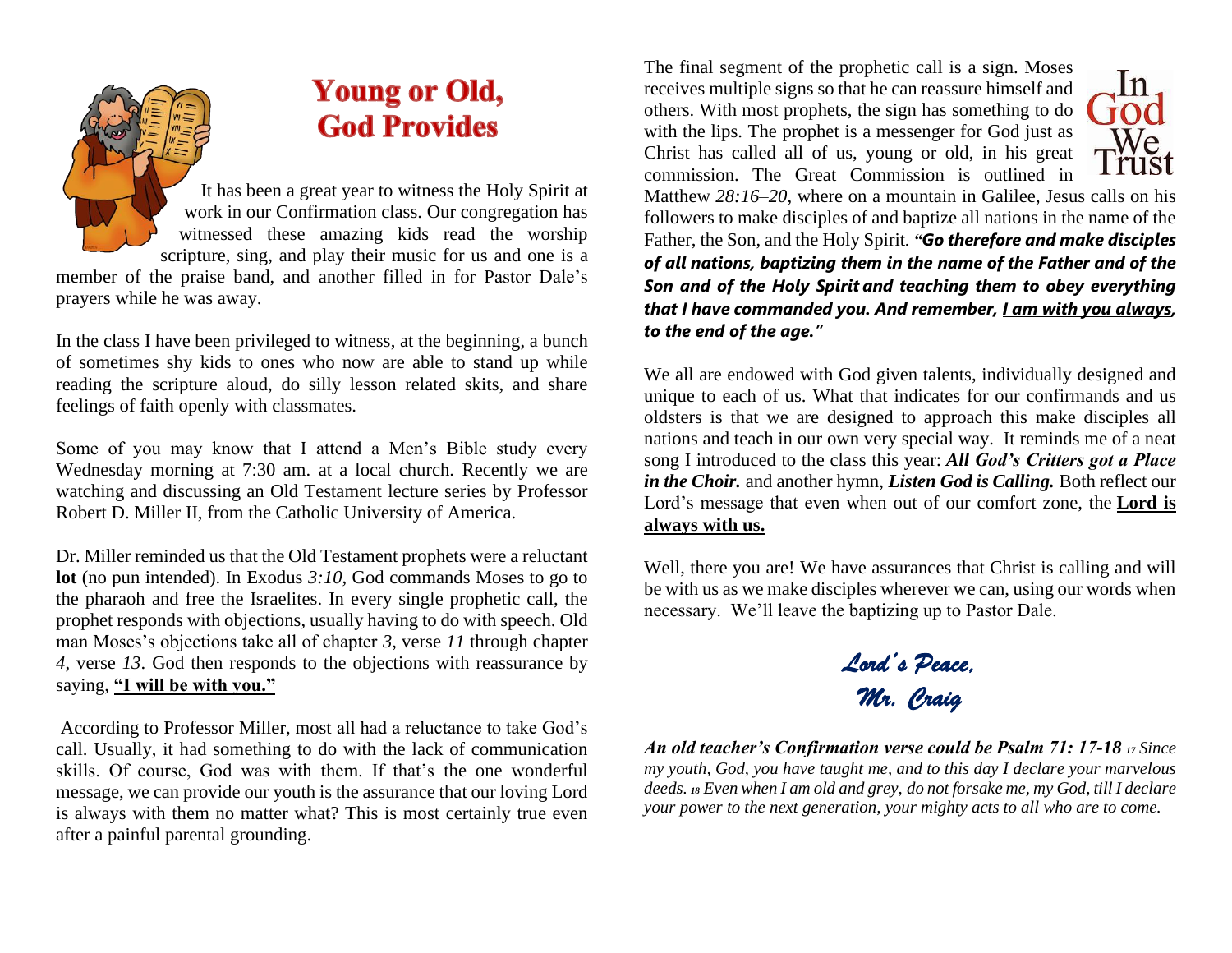# Young or Old, God Provides

It has been a great year to witness the Holy Spirit at work in our Confirmation class. Our congregation has witnessed these amazing kids read the worship scripture, sing, and play their music for us and one is a member of the praise band, and another filled in for Pastor Dale's prayers while he was away.

In the class I have been privileged to witness, at the beginning, a bunch of sometimes shy kids to ones who now are able to stand up while reading the scripture aloud, do silly lesson related skits, and share feelings of faith openly with classmates.

Some of you may know that I attend a Men's Bible study every Wednesday morning at 7:30 am. at a local church. Recently we are watching and discussing an Old Testament lecture series by Professor Robert D. Miller II, from the Catholic University of America.

Dr. Miller reminded us that the Old Testament prophets were a reluctant **lot** (no pun intended). In Exodus *3:10*, God commands Moses to go to the pharaoh and free the Israelites. In every single prophetic call, the prophet responds with objections, usually having to do with speech. Old man Moses's objections take all of chapter *3*, verse *11* through chapter *4*, verse *13*. God then responds to the objections with reassurance by saying, **"I will be with you."**

According to Professor Miller, most all had a reluctance to take God's call. Usually, it had something to do with the lack of communication skills. Of course, God was with them. If that's the one wonderful message, we can provide our youth is the assurance that our loving Lord is always with them no matter what? This is most certainly true even after a painful parental grounding.

The final segment of the prophetic call is a sign. Moses receives multiple signs so that he can reassure himself and others. With most prophets, the sign has something to do with the lips. The prophet is a messenger for God just as Christ has called all of us, young or old, in his great commission. The Great Commission is outlined in Matthew *28:16–20*, where on a mountain in Galilee, Jesus calls on his followers to make disciples of and baptize all nations in the name of the Father, the Son, and the Holy Spirit. ***"Go therefore and make disciples of all nations, baptizing them in the name of the Father and of the Son and of the Holy Spirit and teaching them to obey everything that I have commanded you. And remember, I am with you always, to the end of the age."***

In God We Trust

We all are endowed with God given talents, individually designed and unique to each of us. What that indicates for our confirmands and us oldsters is that we are designed to approach this make disciples all nations and teach in our own very special way. It reminds me of a neat song I introduced to the class this year: ***All God's Critters got a Place in the Choir.*** and another hymn, ***Listen God is Calling.*** Both reflect our Lord's message that even when out of our comfort zone, the **Lord is always with us.**

Well, there you are! We have assurances that Christ is calling and will be with us as we make disciples wherever we can, using our words when necessary. We'll leave the baptizing up to Pastor Dale.

*Lord's Peace,*
*Mr. Craig*

***An old teacher's Confirmation verse could be Psalm 71: 17-18*** *17 Since my youth, God, you have taught me, and to this day I declare your marvelous deeds. 18 Even when I am old and grey, do not forsake me, my God, till I declare your power to the next generation, your mighty acts to all who are to come.*